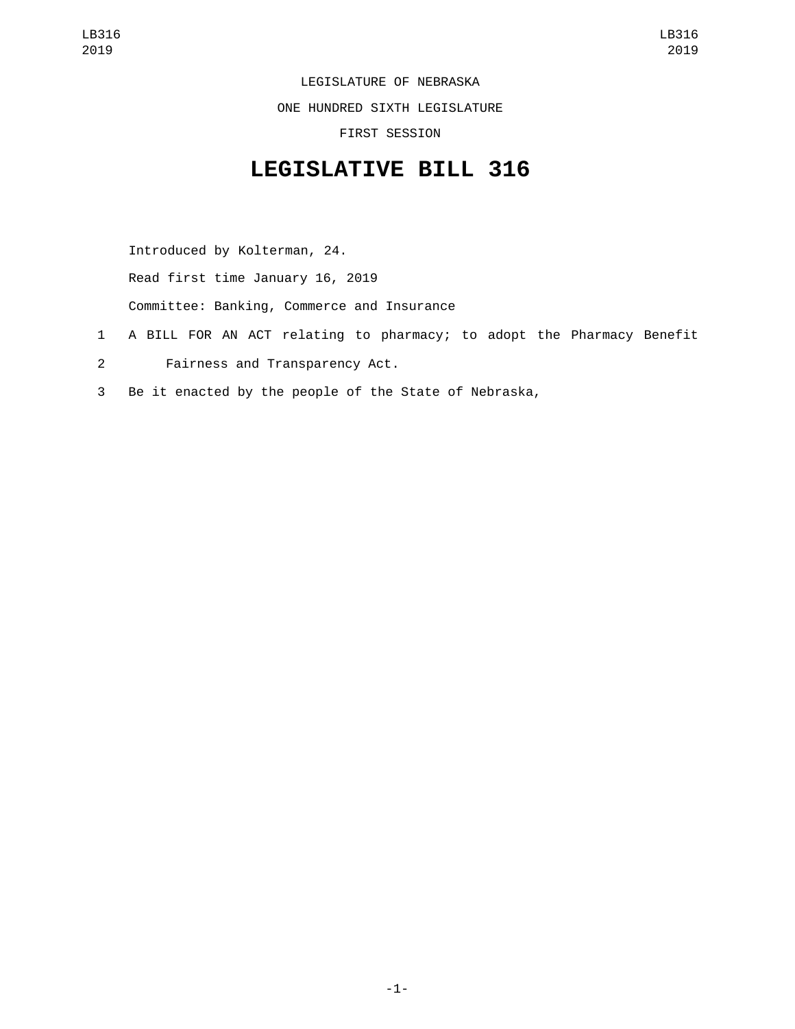LEGISLATURE OF NEBRASKA

ONE HUNDRED SIXTH LEGISLATURE

FIRST SESSION

# LEGISLATIVE BILL 316

Introduced by Kolterman, 24.

Read first time January 16, 2019

Committee: Banking, Commerce and Insurance

1 A BILL FOR AN ACT relating to pharmacy; to adopt the Pharmacy Benefit
2 Fairness and Transparency Act.
3 Be it enacted by the people of the State of Nebraska,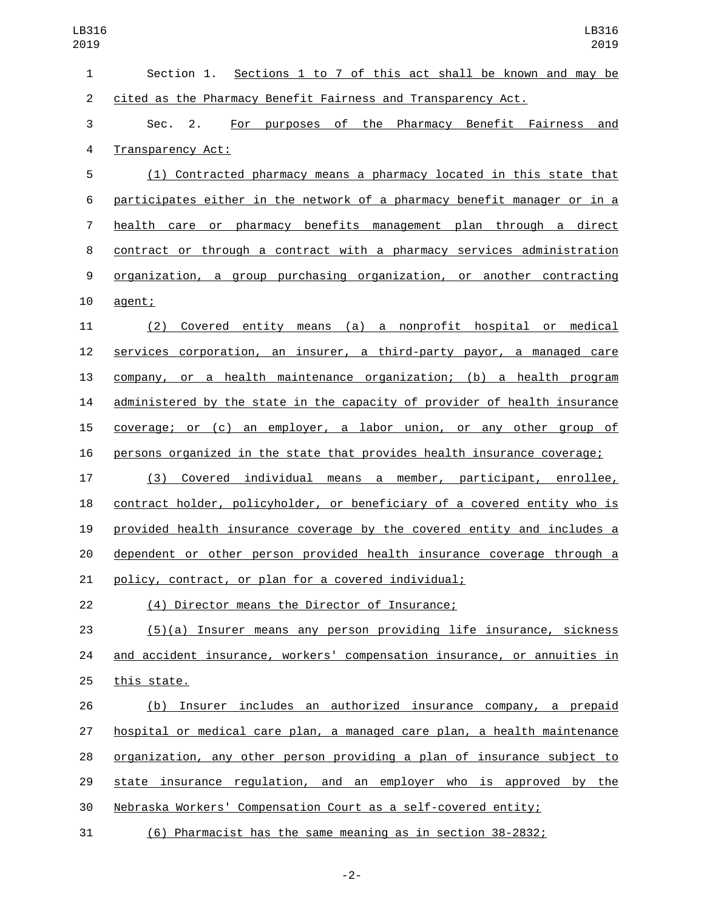Section 1. Sections 1 to 7 of this act shall be known and may be cited as the Pharmacy Benefit Fairness and Transparency Act.

Sec. 2. For purposes of the Pharmacy Benefit Fairness and Transparency Act:

(1) Contracted pharmacy means a pharmacy located in this state that participates either in the network of a pharmacy benefit manager or in a health care or pharmacy benefits management plan through a direct contract or through a contract with a pharmacy services administration organization, a group purchasing organization, or another contracting agent;

(2) Covered entity means (a) a nonprofit hospital or medical services corporation, an insurer, a third-party payor, a managed care company, or a health maintenance organization; (b) a health program administered by the state in the capacity of provider of health insurance coverage; or (c) an employer, a labor union, or any other group of persons organized in the state that provides health insurance coverage;

(3) Covered individual means a member, participant, enrollee, contract holder, policyholder, or beneficiary of a covered entity who is provided health insurance coverage by the covered entity and includes a dependent or other person provided health insurance coverage through a policy, contract, or plan for a covered individual;

(4) Director means the Director of Insurance;

(5)(a) Insurer means any person providing life insurance, sickness and accident insurance, workers' compensation insurance, or annuities in this state.

(b) Insurer includes an authorized insurance company, a prepaid hospital or medical care plan, a managed care plan, a health maintenance organization, any other person providing a plan of insurance subject to state insurance regulation, and an employer who is approved by the Nebraska Workers' Compensation Court as a self-covered entity;

(6) Pharmacist has the same meaning as in section 38-2832;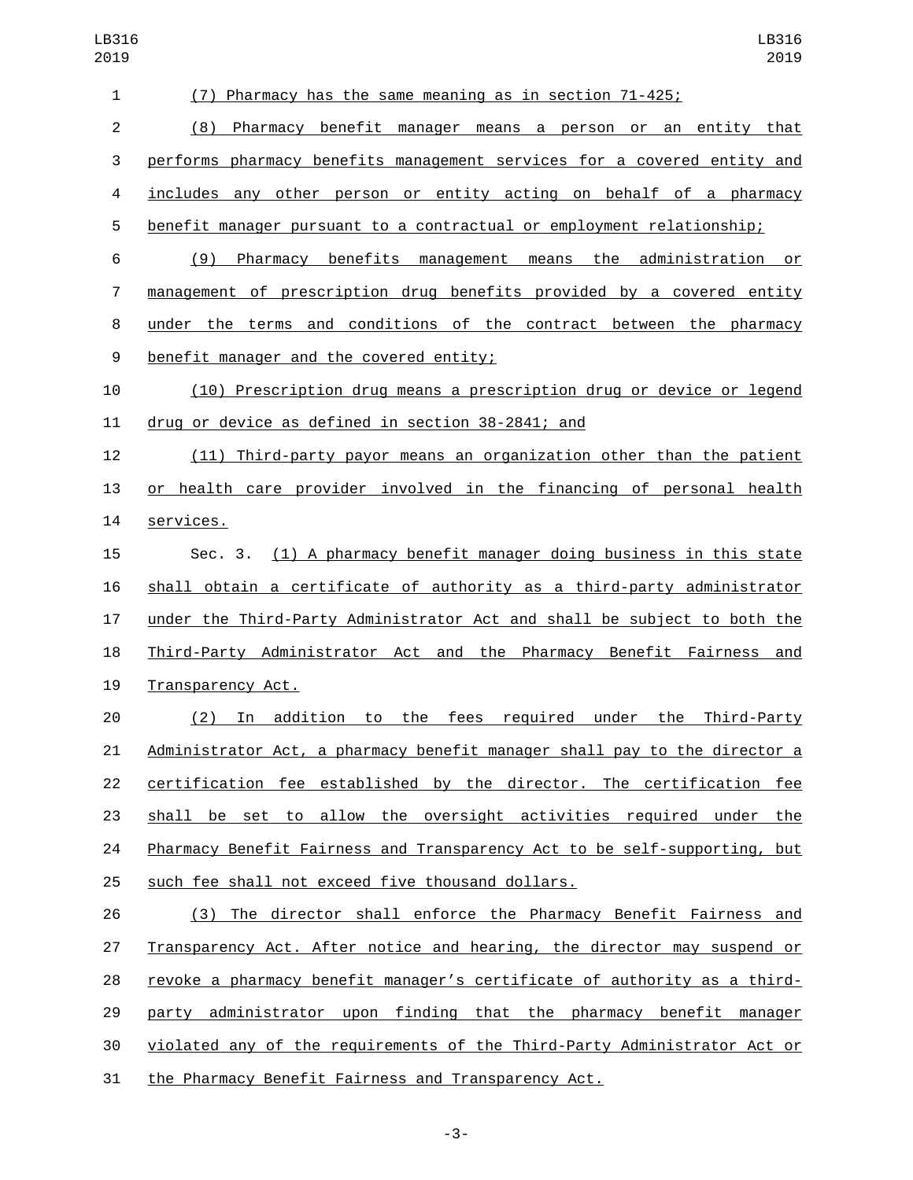(7) Pharmacy has the same meaning as in section 71-425;

(8) Pharmacy benefit manager means a person or an entity that performs pharmacy benefits management services for a covered entity and includes any other person or entity acting on behalf of a pharmacy benefit manager pursuant to a contractual or employment relationship;

(9) Pharmacy benefits management means the administration or management of prescription drug benefits provided by a covered entity under the terms and conditions of the contract between the pharmacy benefit manager and the covered entity;

(10) Prescription drug means a prescription drug or device or legend drug or device as defined in section 38-2841; and

(11) Third-party payor means an organization other than the patient or health care provider involved in the financing of personal health services.

Sec. 3. (1) A pharmacy benefit manager doing business in this state shall obtain a certificate of authority as a third-party administrator under the Third-Party Administrator Act and shall be subject to both the Third-Party Administrator Act and the Pharmacy Benefit Fairness and Transparency Act.

(2) In addition to the fees required under the Third-Party Administrator Act, a pharmacy benefit manager shall pay to the director a certification fee established by the director. The certification fee shall be set to allow the oversight activities required under the Pharmacy Benefit Fairness and Transparency Act to be self-supporting, but such fee shall not exceed five thousand dollars.

(3) The director shall enforce the Pharmacy Benefit Fairness and Transparency Act. After notice and hearing, the director may suspend or revoke a pharmacy benefit manager's certificate of authority as a third-party administrator upon finding that the pharmacy benefit manager violated any of the requirements of the Third-Party Administrator Act or the Pharmacy Benefit Fairness and Transparency Act.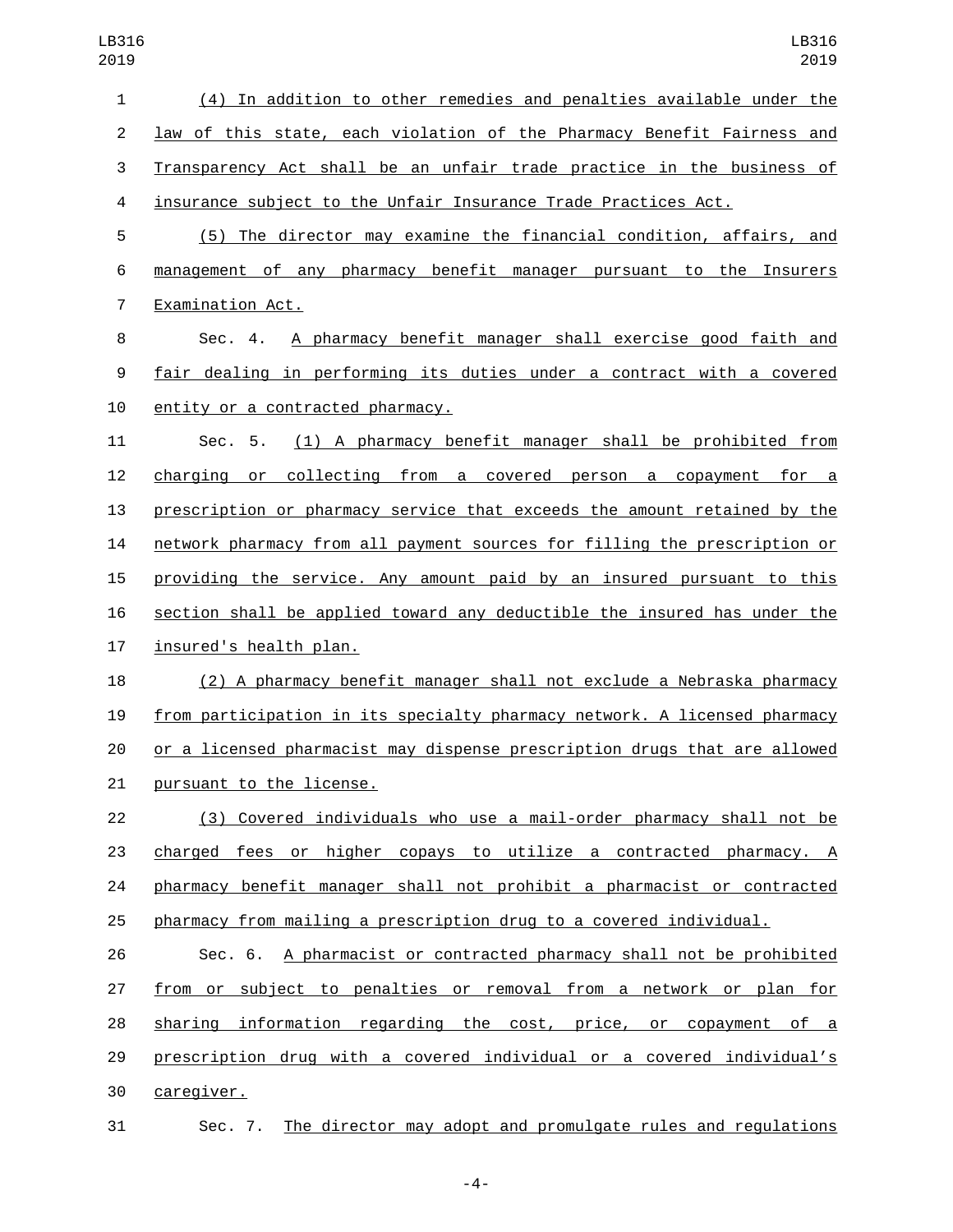(4) In addition to other remedies and penalties available under the law of this state, each violation of the Pharmacy Benefit Fairness and Transparency Act shall be an unfair trade practice in the business of insurance subject to the Unfair Insurance Trade Practices Act.

(5) The director may examine the financial condition, affairs, and management of any pharmacy benefit manager pursuant to the Insurers Examination Act.

Sec. 4. A pharmacy benefit manager shall exercise good faith and fair dealing in performing its duties under a contract with a covered entity or a contracted pharmacy.

Sec. 5. (1) A pharmacy benefit manager shall be prohibited from charging or collecting from a covered person a copayment for a prescription or pharmacy service that exceeds the amount retained by the network pharmacy from all payment sources for filling the prescription or providing the service. Any amount paid by an insured pursuant to this section shall be applied toward any deductible the insured has under the insured's health plan.

(2) A pharmacy benefit manager shall not exclude a Nebraska pharmacy from participation in its specialty pharmacy network. A licensed pharmacy or a licensed pharmacist may dispense prescription drugs that are allowed pursuant to the license.

(3) Covered individuals who use a mail-order pharmacy shall not be charged fees or higher copays to utilize a contracted pharmacy. A pharmacy benefit manager shall not prohibit a pharmacist or contracted pharmacy from mailing a prescription drug to a covered individual.

Sec. 6. A pharmacist or contracted pharmacy shall not be prohibited from or subject to penalties or removal from a network or plan for sharing information regarding the cost, price, or copayment of a prescription drug with a covered individual or a covered individual's caregiver.

Sec. 7. The director may adopt and promulgate rules and regulations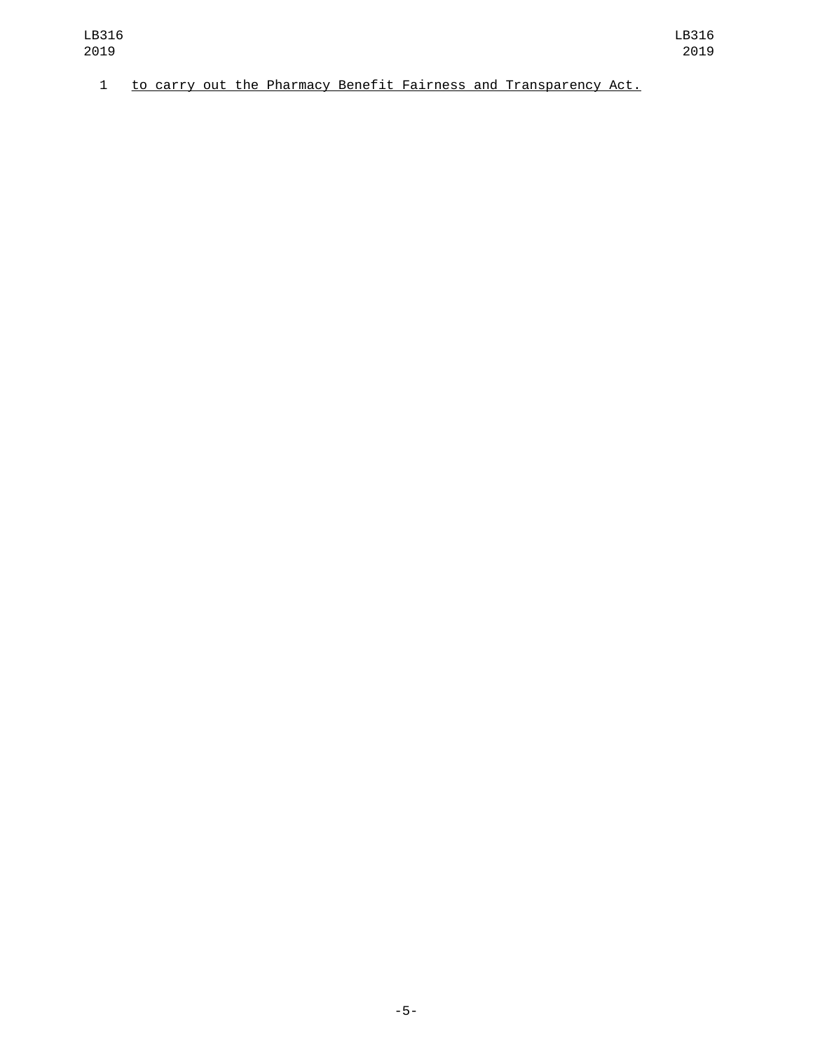1 to carry out the Pharmacy Benefit Fairness and Transparency Act.